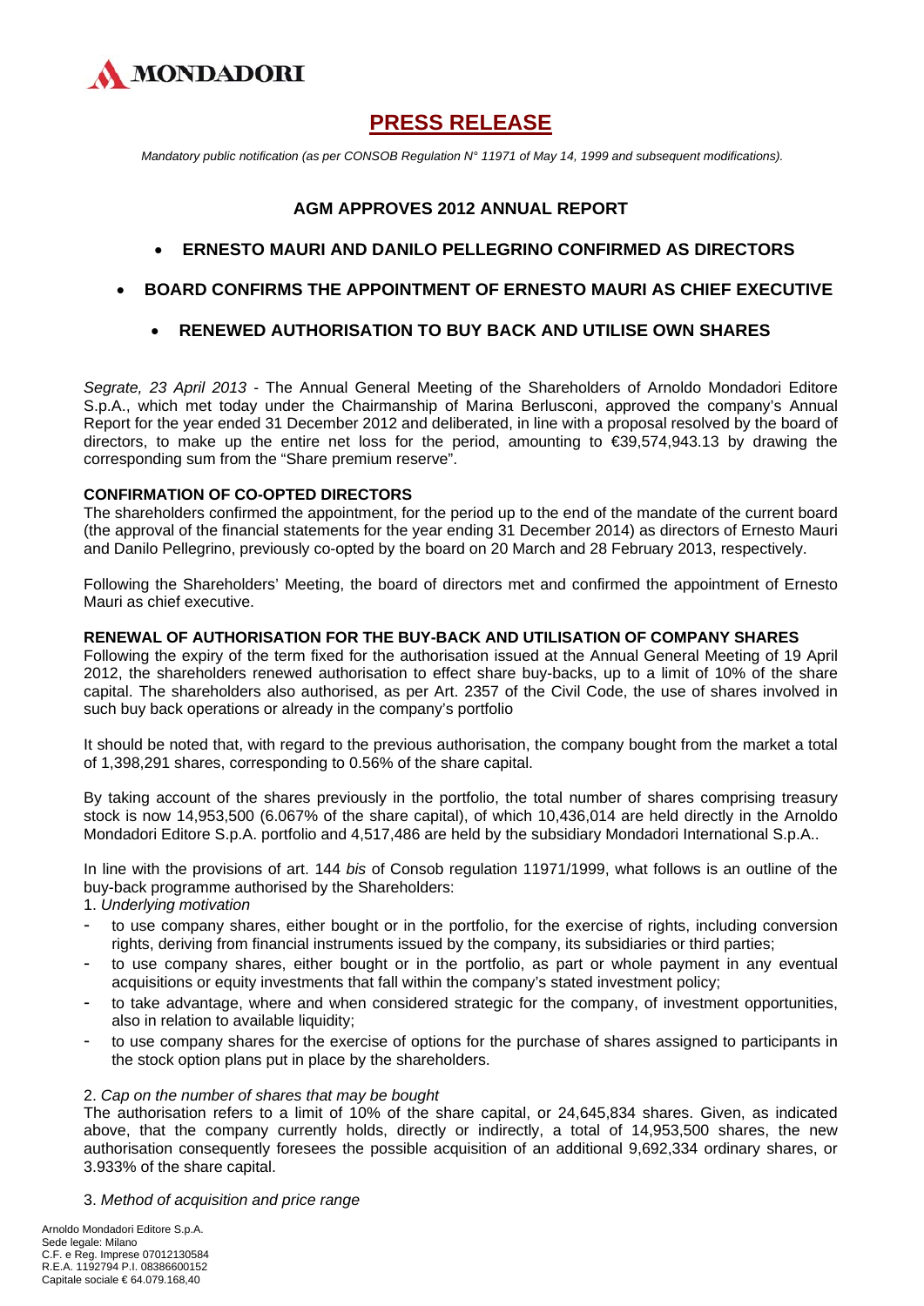MONDADORI

# PRESS RELEASE

*Mandatory public notification (as per CONSOB Regulation N° 11971 of May 14, 1999 and subsequent modifications).*

## AGM APPROVES 2012 ANNUAL REPORT

- **ERNESTO MAURI AND DANILO PELLEGRINO CONFIRMED AS DIRECTORS**
- **BOARD CONFIRMS THE APPOINTMENT OF ERNESTO MAURI AS CHIEF EXECUTIVE**
- **RENEWED AUTHORISATION TO BUY BACK AND UTILISE OWN SHARES**

*Segrate, 23 April 2013* - The Annual General Meeting of the Shareholders of Arnoldo Mondadori Editore S.p.A., which met today under the Chairmanship of Marina Berlusconi, approved the company's Annual Report for the year ended 31 December 2012 and deliberated, in line with a proposal resolved by the board of directors, to make up the entire net loss for the period, amounting to €39,574,943.13 by drawing the corresponding sum from the "Share premium reserve".

**CONFIRMATION OF CO-OPTED DIRECTORS**

The shareholders confirmed the appointment, for the period up to the end of the mandate of the current board (the approval of the financial statements for the year ending 31 December 2014) as directors of Ernesto Mauri and Danilo Pellegrino, previously co-opted by the board on 20 March and 28 February 2013, respectively.

Following the Shareholders' Meeting, the board of directors met and confirmed the appointment of Ernesto Mauri as chief executive.

**RENEWAL OF AUTHORISATION FOR THE BUY-BACK AND UTILISATION OF COMPANY SHARES**

Following the expiry of the term fixed for the authorisation issued at the Annual General Meeting of 19 April 2012, the shareholders renewed authorisation to effect share buy-backs, up to a limit of 10% of the share capital. The shareholders also authorised, as per Art. 2357 of the Civil Code, the use of shares involved in such buy back operations or already in the company's portfolio

It should be noted that, with regard to the previous authorisation, the company bought from the market a total of 1,398,291 shares, corresponding to 0.56% of the share capital.

By taking account of the shares previously in the portfolio, the total number of shares comprising treasury stock is now 14,953,500 (6.067% of the share capital), of which 10,436,014 are held directly in the Arnoldo Mondadori Editore S.p.A. portfolio and 4,517,486 are held by the subsidiary Mondadori International S.p.A..

In line with the provisions of art. 144 *bis* of Consob regulation 11971/1999, what follows is an outline of the buy-back programme authorised by the Shareholders:

1. *Underlying motivation*

- to use company shares, either bought or in the portfolio, for the exercise of rights, including conversion rights, deriving from financial instruments issued by the company, its subsidiaries or third parties;
- to use company shares, either bought or in the portfolio, as part or whole payment in any eventual acquisitions or equity investments that fall within the company's stated investment policy;
- to take advantage, where and when considered strategic for the company, of investment opportunities, also in relation to available liquidity;
- to use company shares for the exercise of options for the purchase of shares assigned to participants in the stock option plans put in place by the shareholders.

2. *Cap on the number of shares that may be bought*

The authorisation refers to a limit of 10% of the share capital, or 24,645,834 shares. Given, as indicated above, that the company currently holds, directly or indirectly, a total of 14,953,500 shares, the new authorisation consequently foresees the possible acquisition of an additional 9,692,334 ordinary shares, or 3.933% of the share capital.

3. *Method of acquisition and price range*

Arnoldo Mondadori Editore S.p.A.
Sede legale: Milano
C.F. e Reg. Imprese 07012130584
R.E.A. 1192794 P.I. 08386600152
Capitale sociale € 64.079.168,40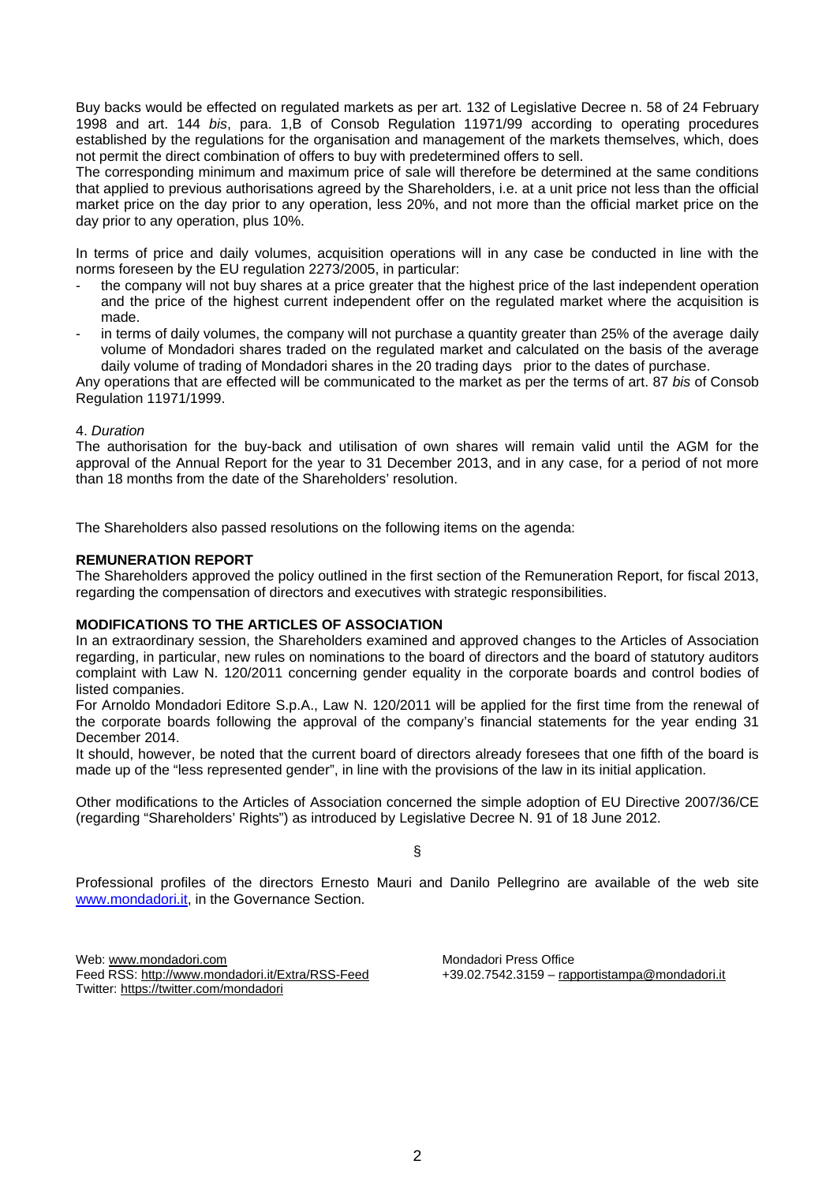Buy backs would be effected on regulated markets as per art. 132 of Legislative Decree n. 58 of 24 February 1998 and art. 144 *bis*, para. 1,B of Consob Regulation 11971/99 according to operating procedures established by the regulations for the organisation and management of the markets themselves, which, does not permit the direct combination of offers to buy with predetermined offers to sell.
The corresponding minimum and maximum price of sale will therefore be determined at the same conditions that applied to previous authorisations agreed by the Shareholders, i.e. at a unit price not less than the official market price on the day prior to any operation, less 20%, and not more than the official market price on the day prior to any operation, plus 10%.

In terms of price and daily volumes, acquisition operations will in any case be conducted in line with the norms foreseen by the EU regulation 2273/2005, in particular:

- the company will not buy shares at a price greater that the highest price of the last independent operation and the price of the highest current independent offer on the regulated market where the acquisition is made.
- in terms of daily volumes, the company will not purchase a quantity greater than 25% of the average daily volume of Mondadori shares traded on the regulated market and calculated on the basis of the average daily volume of trading of Mondadori shares in the 20 trading days prior to the dates of purchase.

Any operations that are effected will be communicated to the market as per the terms of art. 87 *bis* of Consob Regulation 11971/1999.

4. *Duration*
The authorisation for the buy-back and utilisation of own shares will remain valid until the AGM for the approval of the Annual Report for the year to 31 December 2013, and in any case, for a period of not more than 18 months from the date of the Shareholders' resolution.

The Shareholders also passed resolutions on the following items on the agenda:

**REMUNERATION REPORT**
The Shareholders approved the policy outlined in the first section of the Remuneration Report, for fiscal 2013, regarding the compensation of directors and executives with strategic responsibilities.

**MODIFICATIONS TO THE ARTICLES OF ASSOCIATION**
In an extraordinary session, the Shareholders examined and approved changes to the Articles of Association regarding, in particular, new rules on nominations to the board of directors and the board of statutory auditors complaint with Law N. 120/2011 concerning gender equality in the corporate boards and control bodies of listed companies.
For Arnoldo Mondadori Editore S.p.A., Law N. 120/2011 will be applied for the first time from the renewal of the corporate boards following the approval of the company's financial statements for the year ending 31 December 2014.
It should, however, be noted that the current board of directors already foresees that one fifth of the board is made up of the "less represented gender", in line with the provisions of the law in its initial application.

Other modifications to the Articles of Association concerned the simple adoption of EU Directive 2007/36/CE (regarding "Shareholders' Rights") as introduced by Legislative Decree N. 91 of 18 June 2012.

§

Professional profiles of the directors Ernesto Mauri and Danilo Pellegrino are available of the web site www.mondadori.it, in the Governance Section.

Web: www.mondadori.com
Feed RSS: http://www.mondadori.it/Extra/RSS-Feed
Twitter: https://twitter.com/mondadori

Mondadori Press Office
+39.02.7542.3159 – rapportistampa@mondadori.it